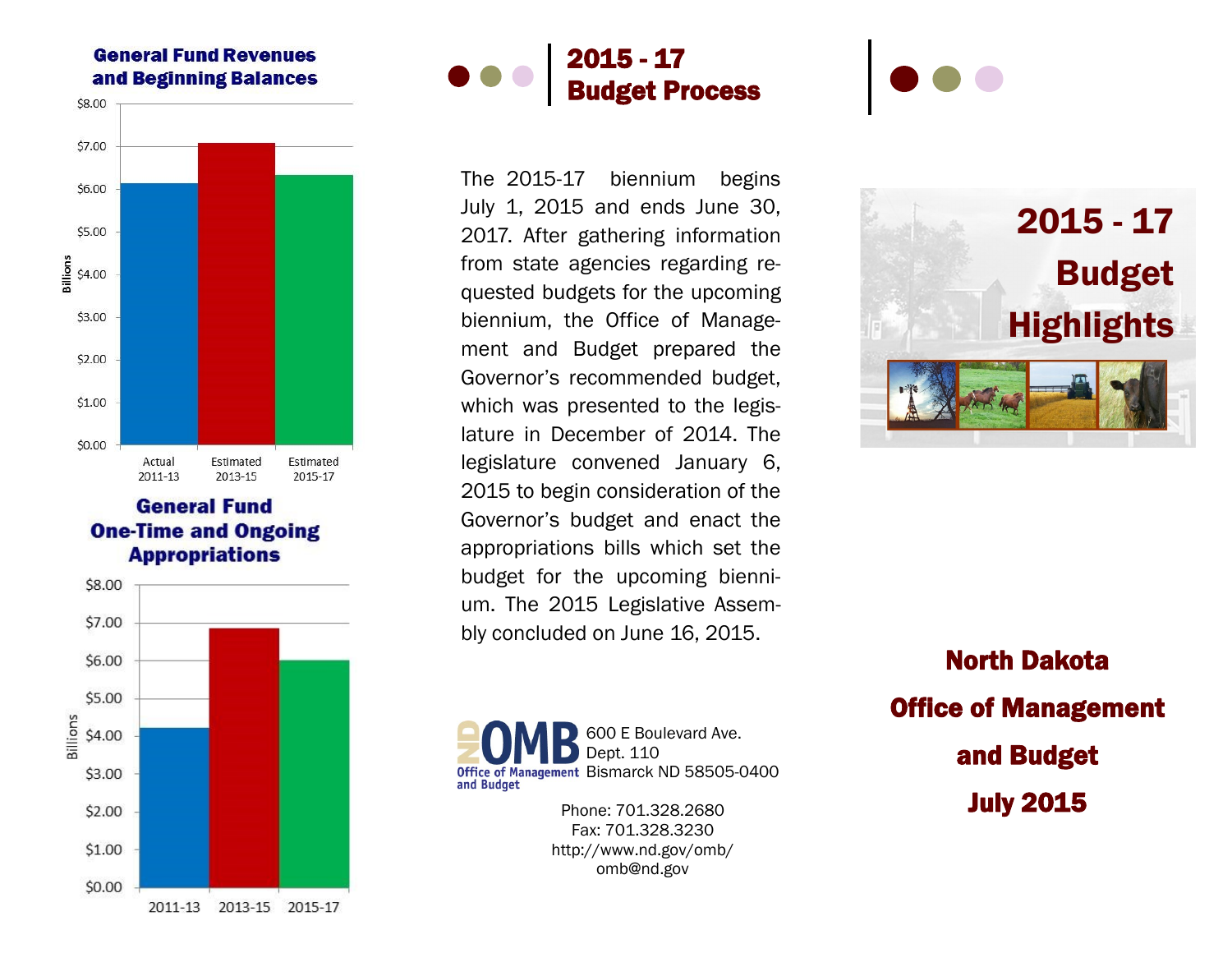## General Fund Revenues and Beginning Balances

Billions

| | Actual 2011-13 | Estimated 2013-15 | Estimated 2015-17 |
|---|---|---|---|

## General Fund One-Time and Ongoing Appropriations

Billions

| | 2011-13 | 2013-15 | 2015-17 |
|---|---|---|---|

## 2015 - 17 Budget Process

The 2015-17 biennium begins July 1, 2015 and ends June 30, 2017. After gathering information from state agencies regarding requested budgets for the upcoming biennium, the Office of Management and Budget prepared the Governor's recommended budget, which was presented to the legislature in December of 2014. The legislature convened January 6, 2015 to begin consideration of the Governor's budget and enact the appropriations bills which set the budget for the upcoming biennium. The 2015 Legislative Assembly concluded on June 16, 2015.

ND OMB Office of Management and Budget

600 E Boulevard Ave.
Dept. 110
Bismarck ND 58505-0400

Phone: 701.328.2680
Fax: 701.328.3230
http://www.nd.gov/omb/
omb@nd.gov

# 2015 - 17 Budget Highlights

**North Dakota**

**Office of Management and Budget**

**July 2015**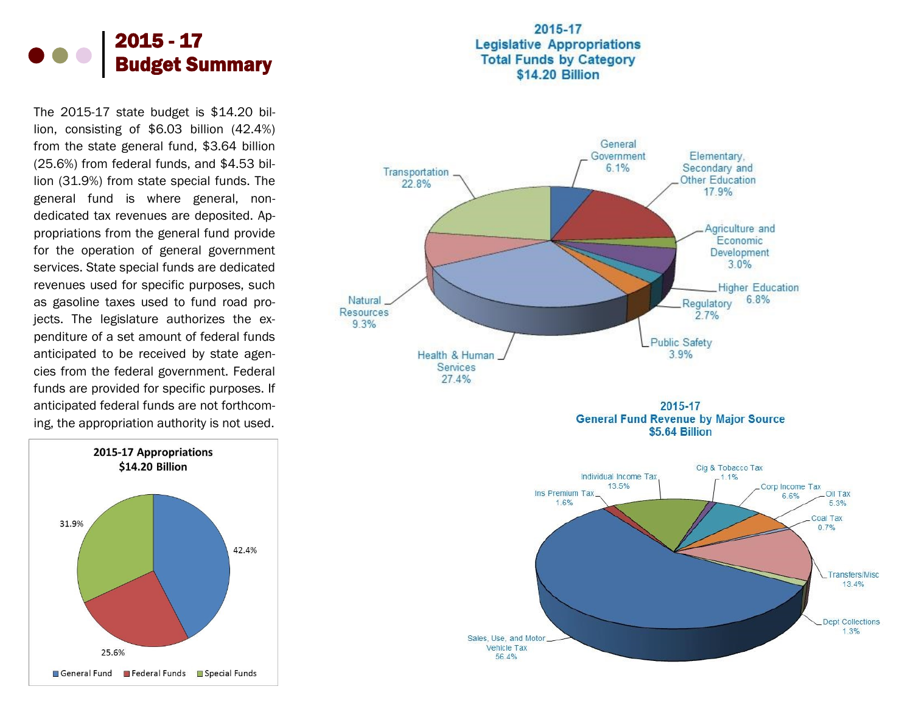# 2015 - 17 Budget Summary

The 2015-17 state budget is $14.20 billion, consisting of $6.03 billion (42.4%) from the state general fund, $3.64 billion (25.6%) from federal funds, and $4.53 billion (31.9%) from state special funds. The general fund is where general, non-dedicated tax revenues are deposited. Appropriations from the general fund provide for the operation of general government services. State special funds are dedicated revenues used for specific purposes, such as gasoline taxes used to fund road projects. The legislature authorizes the expenditure of a set amount of federal funds anticipated to be received by state agencies from the federal government. Federal funds are provided for specific purposes. If anticipated federal funds are not forthcoming, the appropriation authority is not used.

**2015-17 Appropriations**
**$14.20 Billion**

42.4%
25.6%
31.9%

General Fund
Federal Funds
Special Funds

**2015-17**
**Legislative Appropriations**
**Total Funds by Category**
**$14.20 Billion**

General Government 6.1%
Elementary, Secondary and Other Education 17.9%
Agriculture and Economic Development 3.0%
Higher Education 6.8%
Regulatory 2.7%
Public Safety 3.9%
Health & Human Services 27.4%
Natural Resources 9.3%
Transportation 22.8%

**2015-17**
**General Fund Revenue by Major Source**
**$5.64 Billion**

Individual Income Tax 13.5%
Cig & Tobacco Tax 1.1%
Ins Premium Tax 1.6%
Corp Income Tax 6.6%
Oil Tax 5.3%
Coal Tax 0.7%
Transfers/Misc 13.4%
Dept Collections 1.3%
Sales, Use, and Motor Vehicle Tax 56.4%